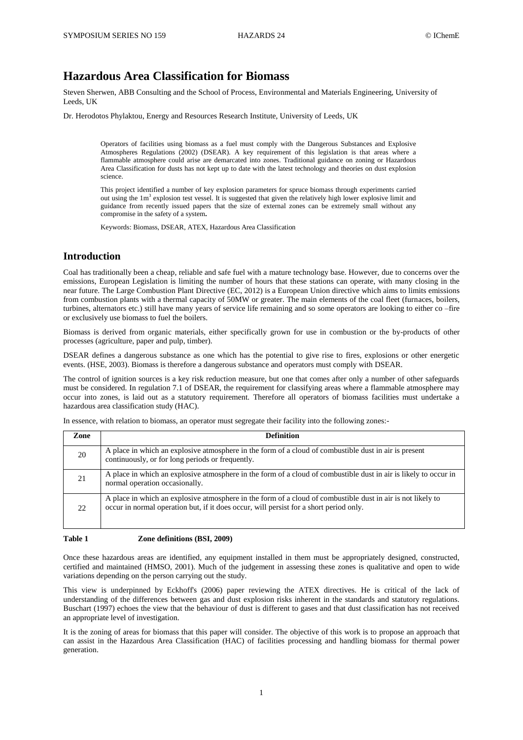# Hazardous Area Classification for Biomass

Steven Sherwen, ABB Consulting and the School of Process, Environmental and Materials Engineering, University of Leeds, UK

Dr. Herodotos Phylaktou, Energy and Resources Research Institute, University of Leeds, UK

> Operators of facilities using biomass as a fuel must comply with the Dangerous Substances and Explosive Atmospheres Regulations (2002) (DSEAR). A key requirement of this legislation is that areas where a flammable atmosphere could arise are demarcated into zones. Traditional guidance on zoning or Hazardous Area Classification for dusts has not kept up to date with the latest technology and theories on dust explosion science.
>
> This project identified a number of key explosion parameters for spruce biomass through experiments carried out using the 1m$^3$ explosion test vessel. It is suggested that given the relatively high lower explosive limit and guidance from recently issued papers that the size of external zones can be extremely small without any compromise in the safety of a system.
>
> Keywords: Biomass, DSEAR, ATEX, Hazardous Area Classification

## Introduction

Coal has traditionally been a cheap, reliable and safe fuel with a mature technology base. However, due to concerns over the emissions, European Legislation is limiting the number of hours that these stations can operate, with many closing in the near future. The Large Combustion Plant Directive (EC, 2012) is a European Union directive which aims to limits emissions from combustion plants with a thermal capacity of 50MW or greater. The main elements of the coal fleet (furnaces, boilers, turbines, alternators etc.) still have many years of service life remaining and so some operators are looking to either co –fire or exclusively use biomass to fuel the boilers.

Biomass is derived from organic materials, either specifically grown for use in combustion or the by-products of other processes (agriculture, paper and pulp, timber).

DSEAR defines a dangerous substance as one which has the potential to give rise to fires, explosions or other energetic events. (HSE, 2003). Biomass is therefore a dangerous substance and operators must comply with DSEAR.

The control of ignition sources is a key risk reduction measure, but one that comes after only a number of other safeguards must be considered. In regulation 7.1 of DSEAR, the requirement for classifying areas where a flammable atmosphere may occur into zones, is laid out as a statutory requirement. Therefore all operators of biomass facilities must undertake a hazardous area classification study (HAC).

In essence, with relation to biomass, an operator must segregate their facility into the following zones:-

| Zone | Definition |
|---|---|
| 20 | A place in which an explosive atmosphere in the form of a cloud of combustible dust in air is present continuously, or for long periods or frequently. |
| 21 | A place in which an explosive atmosphere in the form of a cloud of combustible dust in air is likely to occur in normal operation occasionally. |
| 22 | A place in which an explosive atmosphere in the form of a cloud of combustible dust in air is not likely to occur in normal operation but, if it does occur, will persist for a short period only. |

**Table 1 Zone definitions (BSI, 2009)**

Once these hazardous areas are identified, any equipment installed in them must be appropriately designed, constructed, certified and maintained (HMSO, 2001). Much of the judgement in assessing these zones is qualitative and open to wide variations depending on the person carrying out the study.

This view is underpinned by Eckhoff's (2006) paper reviewing the ATEX directives. He is critical of the lack of understanding of the differences between gas and dust explosion risks inherent in the standards and statutory regulations. Buschart (1997) echoes the view that the behaviour of dust is different to gases and that dust classification has not received an appropriate level of investigation.

It is the zoning of areas for biomass that this paper will consider. The objective of this work is to propose an approach that can assist in the Hazardous Area Classification (HAC) of facilities processing and handling biomass for thermal power generation.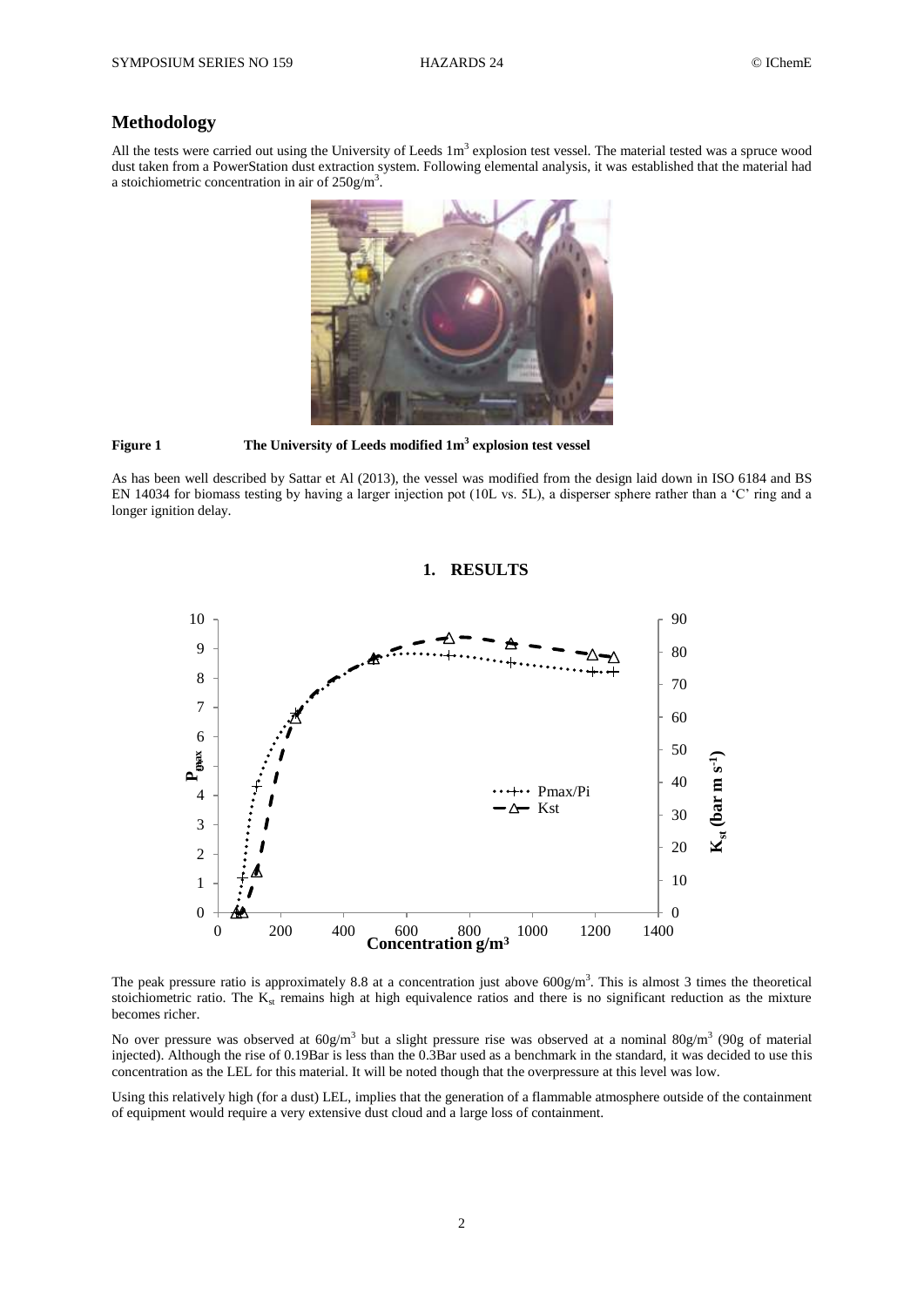## Methodology

All the tests were carried out using the University of Leeds 1m$^3$ explosion test vessel. The material tested was a spruce wood dust taken from a PowerStation dust extraction system. Following elemental analysis, it was established that the material had a stoichiometric concentration in air of 250g/m$^3$.

**Figure 1** **The University of Leeds modified 1m$^3$ explosion test vessel**

As has been well described by Sattar et Al (2013), the vessel was modified from the design laid down in ISO 6184 and BS EN 14034 for biomass testing by having a larger injection pot (10L vs. 5L), a disperser sphere rather than a 'C' ring and a longer ignition delay.

## 1. RESULTS

The peak pressure ratio is approximately 8.8 at a concentration just above 600g/m$^3$. This is almost 3 times the theoretical stoichiometric ratio. The $K_{st}$ remains high at high equivalence ratios and there is no significant reduction as the mixture becomes richer.

No over pressure was observed at 60g/m$^3$ but a slight pressure rise was observed at a nominal 80g/m$^3$ (90g of material injected). Although the rise of 0.19Bar is less than the 0.3Bar used as a benchmark in the standard, it was decided to use this concentration as the LEL for this material. It will be noted though that the overpressure at this level was low.

Using this relatively high (for a dust) LEL, implies that the generation of a flammable atmosphere outside of the containment of equipment would require a very extensive dust cloud and a large loss of containment.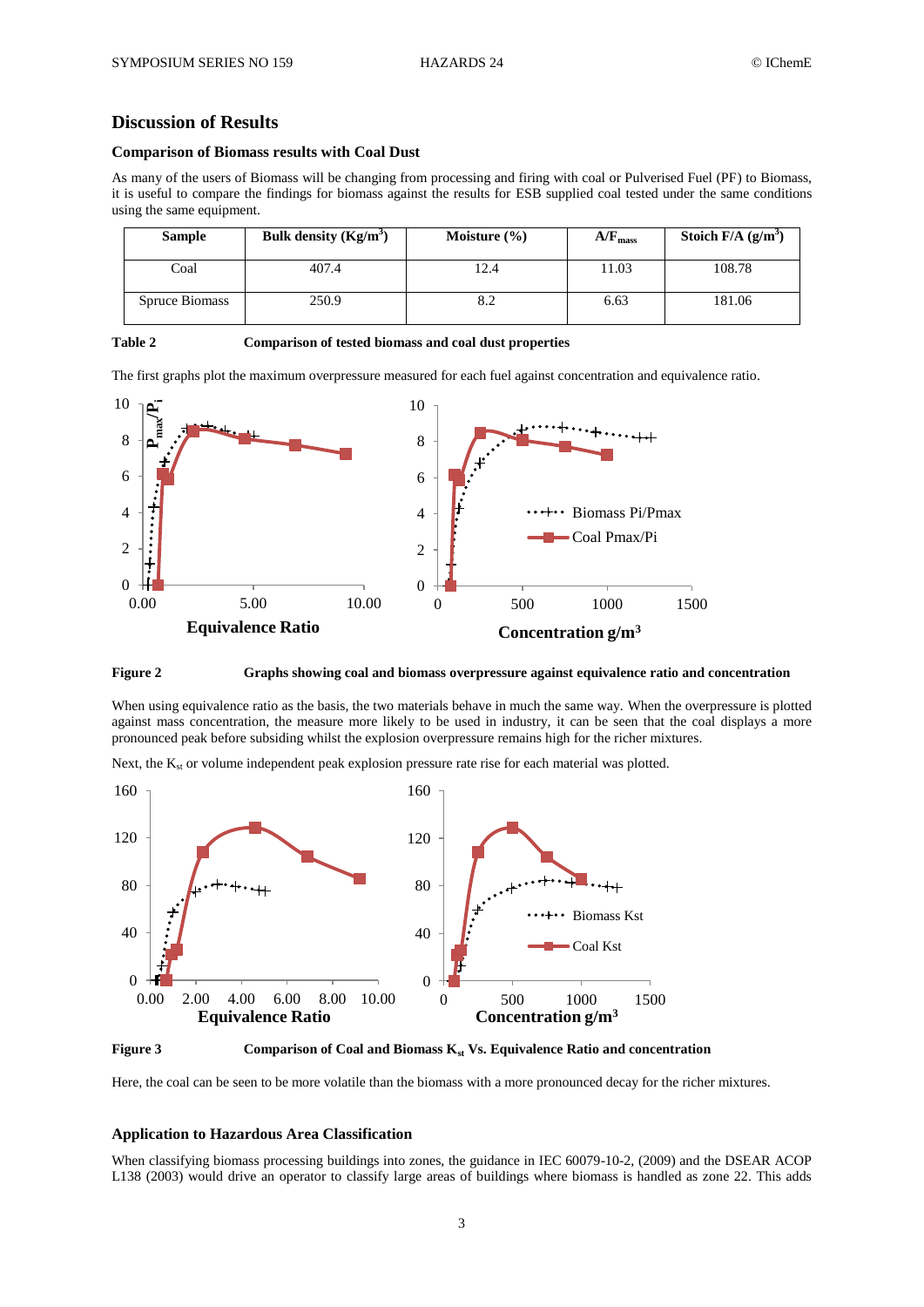## Discussion of Results

### Comparison of Biomass results with Coal Dust

As many of the users of Biomass will be changing from processing and firing with coal or Pulverised Fuel (PF) to Biomass, it is useful to compare the findings for biomass against the results for ESB supplied coal tested under the same conditions using the same equipment.

| Sample | Bulk density ($Kg/m^3$) | Moisture (%) | $A/F_{mass}$ | Stoich F/A ($g/m^3$) |
|---|---|---|---|---|
| Coal | 407.4 | 12.4 | 11.03 | 108.78 |
| Spruce Biomass | 250.9 | 8.2 | 6.63 | 181.06 |

**Table 2** **Comparison of tested biomass and coal dust properties**

The first graphs plot the maximum overpressure measured for each fuel against concentration and equivalence ratio.

**Figure 2** **Graphs showing coal and biomass overpressure against equivalence ratio and concentration**

When using equivalence ratio as the basis, the two materials behave in much the same way. When the overpressure is plotted against mass concentration, the measure more likely to be used in industry, it can be seen that the coal displays a more pronounced peak before subsiding whilst the explosion overpressure remains high for the richer mixtures.

Next, the $K_{st}$ or volume independent peak explosion pressure rate rise for each material was plotted.

**Figure 3** **Comparison of Coal and Biomass $K_{st}$ Vs. Equivalence Ratio and concentration**

Here, the coal can be seen to be more volatile than the biomass with a more pronounced decay for the richer mixtures.

### Application to Hazardous Area Classification

When classifying biomass processing buildings into zones, the guidance in IEC 60079-10-2, (2009) and the DSEAR ACOP L138 (2003) would drive an operator to classify large areas of buildings where biomass is handled as zone 22. This adds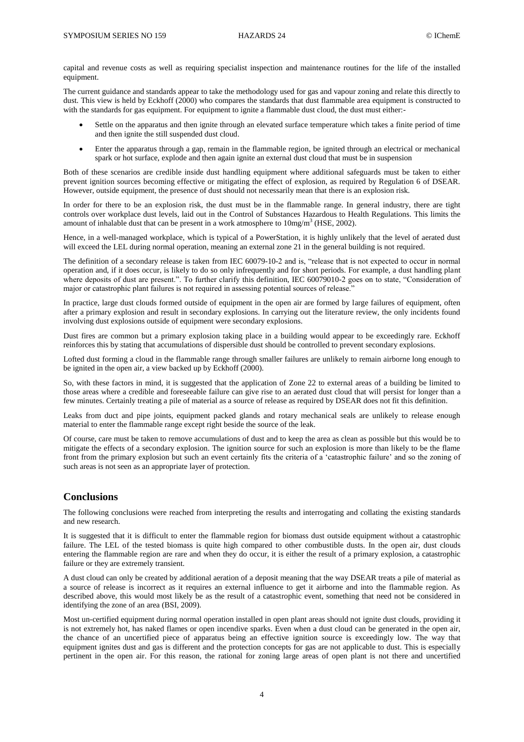capital and revenue costs as well as requiring specialist inspection and maintenance routines for the life of the installed equipment.

The current guidance and standards appear to take the methodology used for gas and vapour zoning and relate this directly to dust. This view is held by Eckhoff (2000) who compares the standards that dust flammable area equipment is constructed to with the standards for gas equipment. For equipment to ignite a flammable dust cloud, the dust must either:-

- Settle on the apparatus and then ignite through an elevated surface temperature which takes a finite period of time and then ignite the still suspended dust cloud.
- Enter the apparatus through a gap, remain in the flammable region, be ignited through an electrical or mechanical spark or hot surface, explode and then again ignite an external dust cloud that must be in suspension

Both of these scenarios are credible inside dust handling equipment where additional safeguards must be taken to either prevent ignition sources becoming effective or mitigating the effect of explosion, as required by Regulation 6 of DSEAR. However, outside equipment, the presence of dust should not necessarily mean that there is an explosion risk.

In order for there to be an explosion risk, the dust must be in the flammable range. In general industry, there are tight controls over workplace dust levels, laid out in the Control of Substances Hazardous to Health Regulations. This limits the amount of inhalable dust that can be present in a work atmosphere to $10mg/m^3$ (HSE, 2002).

Hence, in a well-managed workplace, which is typical of a PowerStation, it is highly unlikely that the level of aerated dust will exceed the LEL during normal operation, meaning an external zone 21 in the general building is not required.

The definition of a secondary release is taken from IEC 60079-10-2 and is, "release that is not expected to occur in normal operation and, if it does occur, is likely to do so only infrequently and for short periods. For example, a dust handling plant where deposits of dust are present.". To further clarify this definition, IEC 60079010-2 goes on to state, "Consideration of major or catastrophic plant failures is not required in assessing potential sources of release."

In practice, large dust clouds formed outside of equipment in the open air are formed by large failures of equipment, often after a primary explosion and result in secondary explosions. In carrying out the literature review, the only incidents found involving dust explosions outside of equipment were secondary explosions.

Dust fires are common but a primary explosion taking place in a building would appear to be exceedingly rare. Eckhoff reinforces this by stating that accumulations of dispersible dust should be controlled to prevent secondary explosions.

Lofted dust forming a cloud in the flammable range through smaller failures are unlikely to remain airborne long enough to be ignited in the open air, a view backed up by Eckhoff (2000).

So, with these factors in mind, it is suggested that the application of Zone 22 to external areas of a building be limited to those areas where a credible and foreseeable failure can give rise to an aerated dust cloud that will persist for longer than a few minutes. Certainly treating a pile of material as a source of release as required by DSEAR does not fit this definition.

Leaks from duct and pipe joints, equipment packed glands and rotary mechanical seals are unlikely to release enough material to enter the flammable range except right beside the source of the leak.

Of course, care must be taken to remove accumulations of dust and to keep the area as clean as possible but this would be to mitigate the effects of a secondary explosion. The ignition source for such an explosion is more than likely to be the flame front from the primary explosion but such an event certainly fits the criteria of a 'catastrophic failure' and so the zoning of such areas is not seen as an appropriate layer of protection.

## Conclusions

The following conclusions were reached from interpreting the results and interrogating and collating the existing standards and new research.

It is suggested that it is difficult to enter the flammable region for biomass dust outside equipment without a catastrophic failure. The LEL of the tested biomass is quite high compared to other combustible dusts. In the open air, dust clouds entering the flammable region are rare and when they do occur, it is either the result of a primary explosion, a catastrophic failure or they are extremely transient.

A dust cloud can only be created by additional aeration of a deposit meaning that the way DSEAR treats a pile of material as a source of release is incorrect as it requires an external influence to get it airborne and into the flammable region. As described above, this would most likely be as the result of a catastrophic event, something that need not be considered in identifying the zone of an area (BSI, 2009).

Most un-certified equipment during normal operation installed in open plant areas should not ignite dust clouds, providing it is not extremely hot, has naked flames or open incendive sparks. Even when a dust cloud can be generated in the open air, the chance of an uncertified piece of apparatus being an effective ignition source is exceedingly low. The way that equipment ignites dust and gas is different and the protection concepts for gas are not applicable to dust. This is especially pertinent in the open air. For this reason, the rational for zoning large areas of open plant is not there and uncertified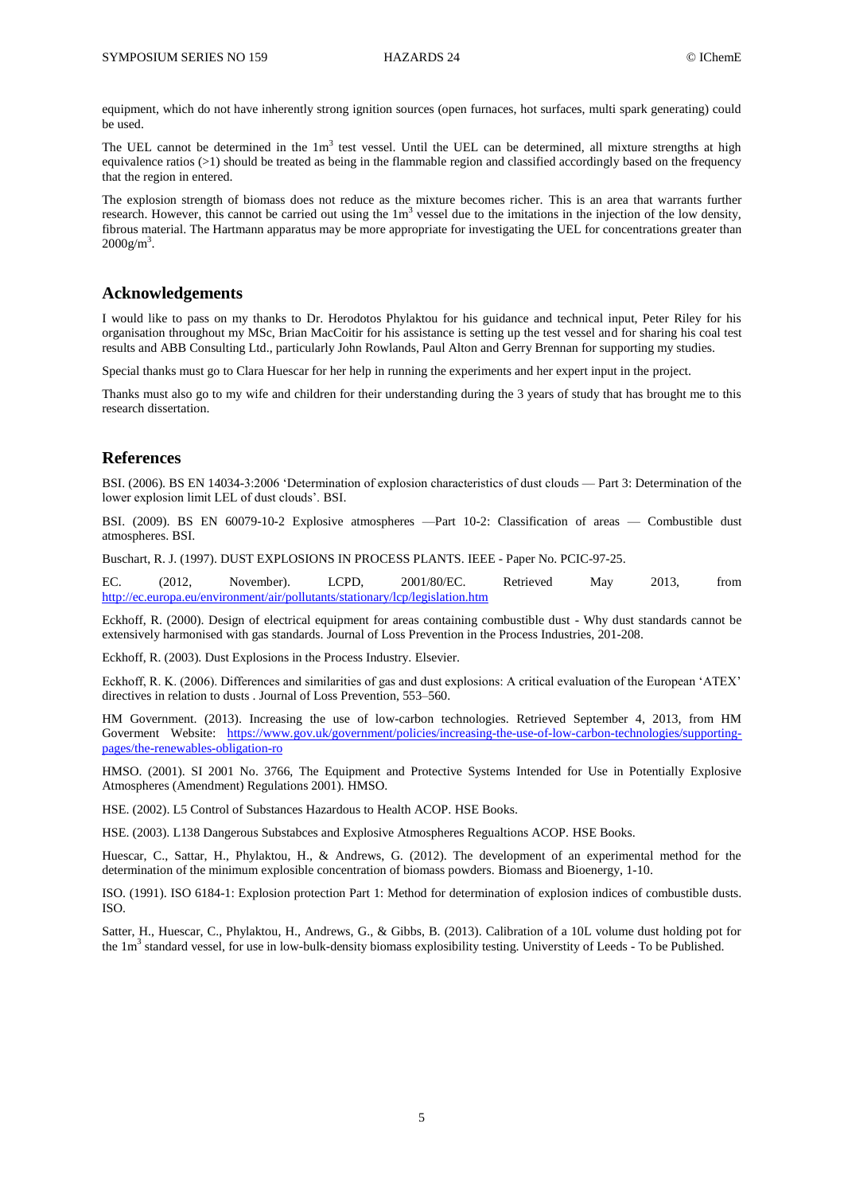equipment, which do not have inherently strong ignition sources (open furnaces, hot surfaces, multi spark generating) could be used.

The UEL cannot be determined in the 1m$^3$ test vessel. Until the UEL can be determined, all mixture strengths at high equivalence ratios (>1) should be treated as being in the flammable region and classified accordingly based on the frequency that the region in entered.

The explosion strength of biomass does not reduce as the mixture becomes richer. This is an area that warrants further research. However, this cannot be carried out using the 1m$^3$ vessel due to the imitations in the injection of the low density, fibrous material. The Hartmann apparatus may be more appropriate for investigating the UEL for concentrations greater than 2000g/m$^3$.

## Acknowledgements

I would like to pass on my thanks to Dr. Herodotos Phylaktou for his guidance and technical input, Peter Riley for his organisation throughout my MSc, Brian MacCoitir for his assistance is setting up the test vessel and for sharing his coal test results and ABB Consulting Ltd., particularly John Rowlands, Paul Alton and Gerry Brennan for supporting my studies.

Special thanks must go to Clara Huescar for her help in running the experiments and her expert input in the project.

Thanks must also go to my wife and children for their understanding during the 3 years of study that has brought me to this research dissertation.

## References

BSI. (2006). BS EN 14034-3:2006 'Determination of explosion characteristics of dust clouds — Part 3: Determination of the lower explosion limit LEL of dust clouds'. BSI.

BSI. (2009). BS EN 60079-10-2 Explosive atmospheres —Part 10-2: Classification of areas — Combustible dust atmospheres. BSI.

Buschart, R. J. (1997). DUST EXPLOSIONS IN PROCESS PLANTS. IEEE - Paper No. PCIC-97-25.

EC. (2012, November). LCPD, 2001/80/EC. Retrieved May 2013, from http://ec.europa.eu/environment/air/pollutants/stationary/lcp/legislation.htm

Eckhoff, R. (2000). Design of electrical equipment for areas containing combustible dust - Why dust standards cannot be extensively harmonised with gas standards. Journal of Loss Prevention in the Process Industries, 201-208.

Eckhoff, R. (2003). Dust Explosions in the Process Industry. Elsevier.

Eckhoff, R. K. (2006). Differences and similarities of gas and dust explosions: A critical evaluation of the European 'ATEX' directives in relation to dusts . Journal of Loss Prevention, 553–560.

HM Government. (2013). Increasing the use of low-carbon technologies. Retrieved September 4, 2013, from HM Goverment Website: https://www.gov.uk/government/policies/increasing-the-use-of-low-carbon-technologies/supporting-pages/the-renewables-obligation-ro

HMSO. (2001). SI 2001 No. 3766, The Equipment and Protective Systems Intended for Use in Potentially Explosive Atmospheres (Amendment) Regulations 2001). HMSO.

HSE. (2002). L5 Control of Substances Hazardous to Health ACOP. HSE Books.

HSE. (2003). L138 Dangerous Substabces and Explosive Atmospheres Regualtions ACOP. HSE Books.

Huescar, C., Sattar, H., Phylaktou, H., & Andrews, G. (2012). The development of an experimental method for the determination of the minimum explosible concentration of biomass powders. Biomass and Bioenergy, 1-10.

ISO. (1991). ISO 6184-1: Explosion protection Part 1: Method for determination of explosion indices of combustible dusts. ISO.

Satter, H., Huescar, C., Phylaktou, H., Andrews, G., & Gibbs, B. (2013). Calibration of a 10L volume dust holding pot for the 1m$^3$ standard vessel, for use in low-bulk-density biomass explosibility testing. Universtity of Leeds - To be Published.